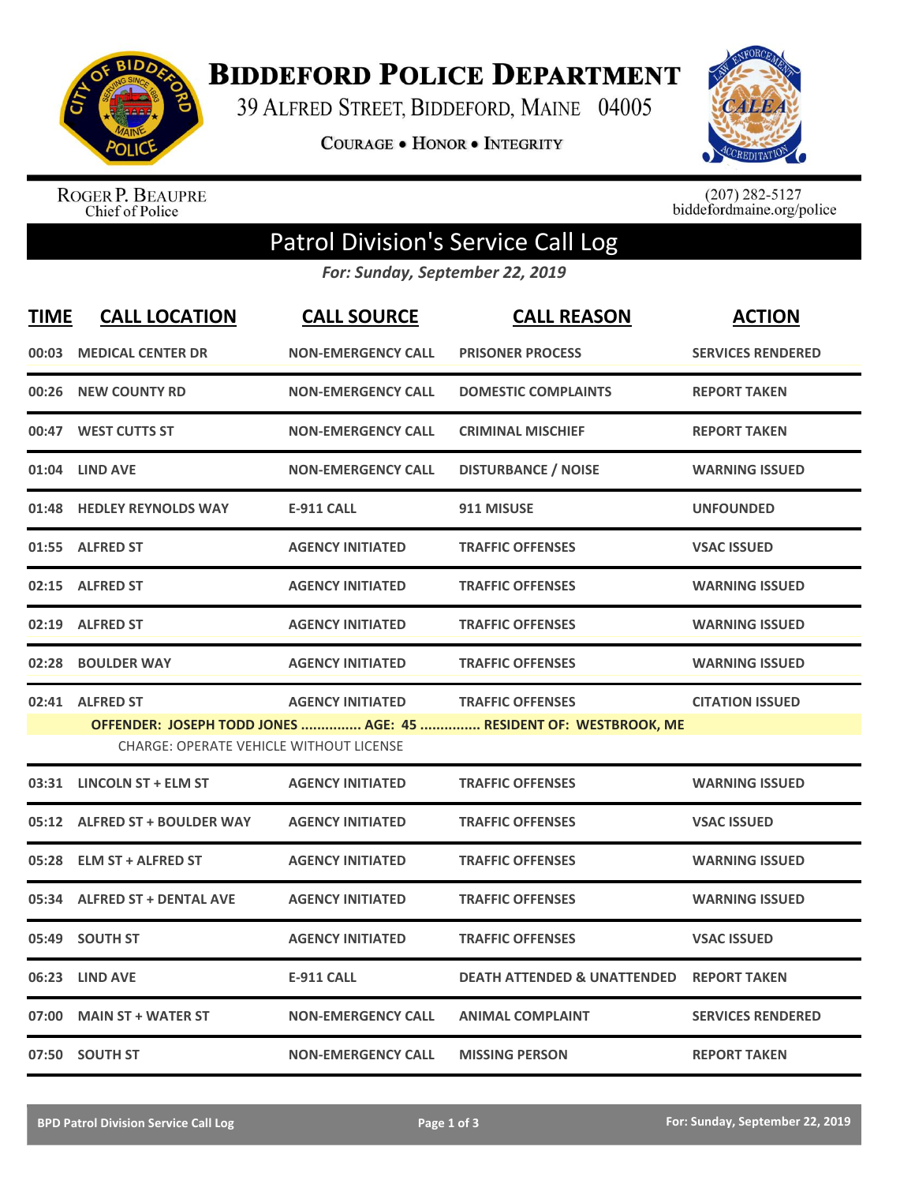# Biddeford Police Department

39 Alfred Street, Biddeford, Maine 04005

Courage • Honor • Integrity

Roger P. Beaupre
Chief of Police

(207) 282-5127
biddefordmaine.org/police

## Patrol Division's Service Call Log

*For: Sunday, September 22, 2019*

| TIME | CALL LOCATION | CALL SOURCE | CALL REASON | ACTION |
|---|---|---|---|---|
| 00:03 | MEDICAL CENTER DR | NON-EMERGENCY CALL | PRISONER PROCESS | SERVICES RENDERED |
| 00:26 | NEW COUNTY RD | NON-EMERGENCY CALL | DOMESTIC COMPLAINTS | REPORT TAKEN |
| 00:47 | WEST CUTTS ST | NON-EMERGENCY CALL | CRIMINAL MISCHIEF | REPORT TAKEN |
| 01:04 | LIND AVE | NON-EMERGENCY CALL | DISTURBANCE / NOISE | WARNING ISSUED |
| 01:48 | HEDLEY REYNOLDS WAY | E-911 CALL | 911 MISUSE | UNFOUNDED |
| 01:55 | ALFRED ST | AGENCY INITIATED | TRAFFIC OFFENSES | VSAC ISSUED |
| 02:15 | ALFRED ST | AGENCY INITIATED | TRAFFIC OFFENSES | WARNING ISSUED |
| 02:19 | ALFRED ST | AGENCY INITIATED | TRAFFIC OFFENSES | WARNING ISSUED |
| 02:28 | BOULDER WAY | AGENCY INITIATED | TRAFFIC OFFENSES | WARNING ISSUED |
| 02:41 | ALFRED ST | AGENCY INITIATED | TRAFFIC OFFENSES | CITATION ISSUED |
| | OFFENDER: JOSEPH TODD JONES ............... AGE: 45 ............... RESIDENT OF: WESTBROOK, ME | | | |
| | CHARGE: OPERATE VEHICLE WITHOUT LICENSE | | | |
| 03:31 | LINCOLN ST + ELM ST | AGENCY INITIATED | TRAFFIC OFFENSES | WARNING ISSUED |
| 05:12 | ALFRED ST + BOULDER WAY | AGENCY INITIATED | TRAFFIC OFFENSES | VSAC ISSUED |
| 05:28 | ELM ST + ALFRED ST | AGENCY INITIATED | TRAFFIC OFFENSES | WARNING ISSUED |
| 05:34 | ALFRED ST + DENTAL AVE | AGENCY INITIATED | TRAFFIC OFFENSES | WARNING ISSUED |
| 05:49 | SOUTH ST | AGENCY INITIATED | TRAFFIC OFFENSES | VSAC ISSUED |
| 06:23 | LIND AVE | E-911 CALL | DEATH ATTENDED & UNATTENDED | REPORT TAKEN |
| 07:00 | MAIN ST + WATER ST | NON-EMERGENCY CALL | ANIMAL COMPLAINT | SERVICES RENDERED |
| 07:50 | SOUTH ST | NON-EMERGENCY CALL | MISSING PERSON | REPORT TAKEN |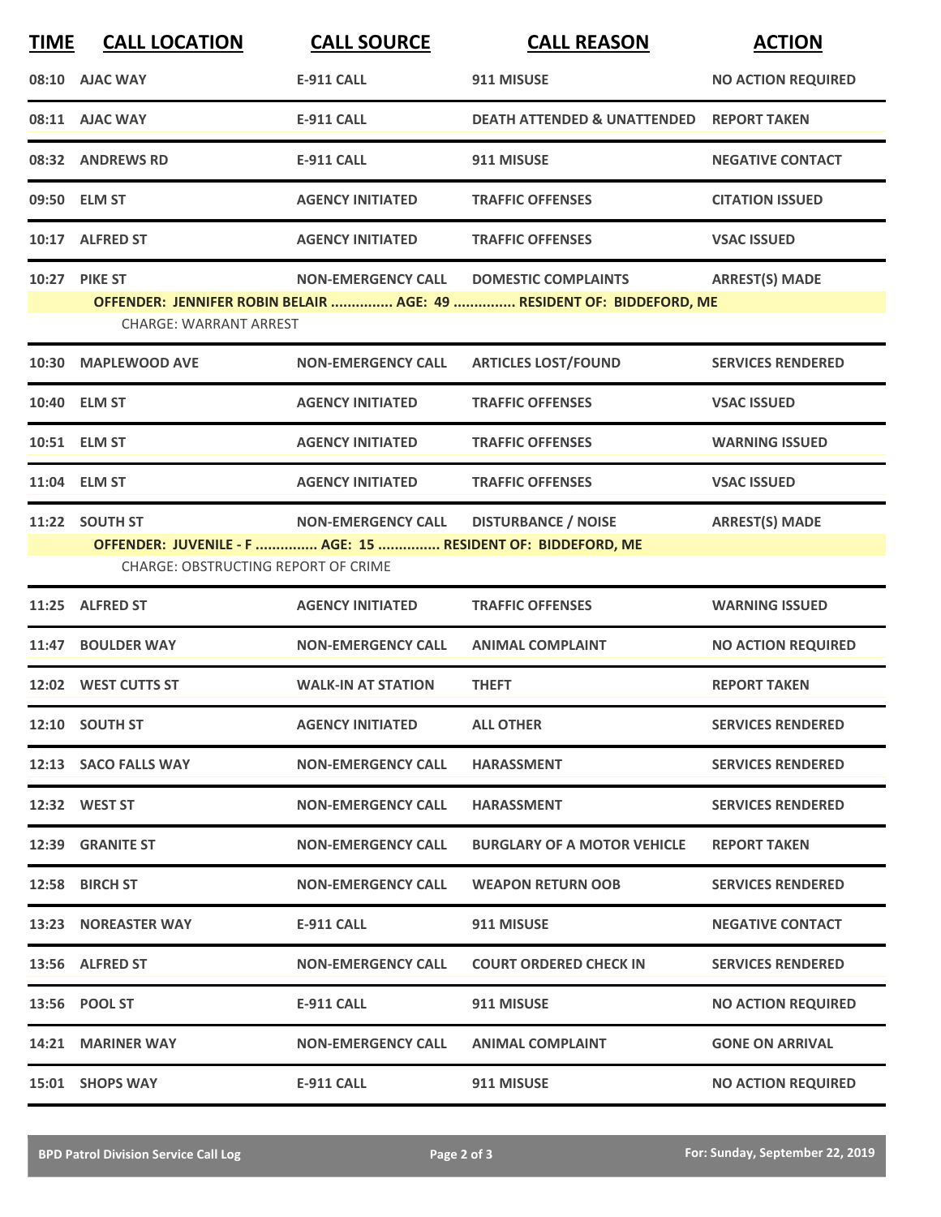| TIME | CALL LOCATION | CALL SOURCE | CALL REASON | ACTION |
|---|---|---|---|---|
| 08:10 | AJAC WAY | E-911 CALL | 911 MISUSE | NO ACTION REQUIRED |
| 08:11 | AJAC WAY | E-911 CALL | DEATH ATTENDED & UNATTENDED | REPORT TAKEN |
| 08:32 | ANDREWS RD | E-911 CALL | 911 MISUSE | NEGATIVE CONTACT |
| 09:50 | ELM ST | AGENCY INITIATED | TRAFFIC OFFENSES | CITATION ISSUED |
| 10:17 | ALFRED ST | AGENCY INITIATED | TRAFFIC OFFENSES | VSAC ISSUED |
| 10:27 | PIKE ST | NON-EMERGENCY CALL | DOMESTIC COMPLAINTS | ARREST(S) MADE |
| | OFFENDER: JENNIFER ROBIN BELAIR ............... AGE: 49 ............... RESIDENT OF: BIDDEFORD, ME | | | |
| | CHARGE: WARRANT ARREST | | | |
| 10:30 | MAPLEWOOD AVE | NON-EMERGENCY CALL | ARTICLES LOST/FOUND | SERVICES RENDERED |
| 10:40 | ELM ST | AGENCY INITIATED | TRAFFIC OFFENSES | VSAC ISSUED |
| 10:51 | ELM ST | AGENCY INITIATED | TRAFFIC OFFENSES | WARNING ISSUED |
| 11:04 | ELM ST | AGENCY INITIATED | TRAFFIC OFFENSES | VSAC ISSUED |
| 11:22 | SOUTH ST | NON-EMERGENCY CALL | DISTURBANCE / NOISE | ARREST(S) MADE |
| | OFFENDER: JUVENILE - F ............... AGE: 15 ............... RESIDENT OF: BIDDEFORD, ME | | | |
| | CHARGE: OBSTRUCTING REPORT OF CRIME | | | |
| 11:25 | ALFRED ST | AGENCY INITIATED | TRAFFIC OFFENSES | WARNING ISSUED |
| 11:47 | BOULDER WAY | NON-EMERGENCY CALL | ANIMAL COMPLAINT | NO ACTION REQUIRED |
| 12:02 | WEST CUTTS ST | WALK-IN AT STATION | THEFT | REPORT TAKEN |
| 12:10 | SOUTH ST | AGENCY INITIATED | ALL OTHER | SERVICES RENDERED |
| 12:13 | SACO FALLS WAY | NON-EMERGENCY CALL | HARASSMENT | SERVICES RENDERED |
| 12:32 | WEST ST | NON-EMERGENCY CALL | HARASSMENT | SERVICES RENDERED |
| 12:39 | GRANITE ST | NON-EMERGENCY CALL | BURGLARY OF A MOTOR VEHICLE | REPORT TAKEN |
| 12:58 | BIRCH ST | NON-EMERGENCY CALL | WEAPON RETURN OOB | SERVICES RENDERED |
| 13:23 | NOREASTER WAY | E-911 CALL | 911 MISUSE | NEGATIVE CONTACT |
| 13:56 | ALFRED ST | NON-EMERGENCY CALL | COURT ORDERED CHECK IN | SERVICES RENDERED |
| 13:56 | POOL ST | E-911 CALL | 911 MISUSE | NO ACTION REQUIRED |
| 14:21 | MARINER WAY | NON-EMERGENCY CALL | ANIMAL COMPLAINT | GONE ON ARRIVAL |
| 15:01 | SHOPS WAY | E-911 CALL | 911 MISUSE | NO ACTION REQUIRED |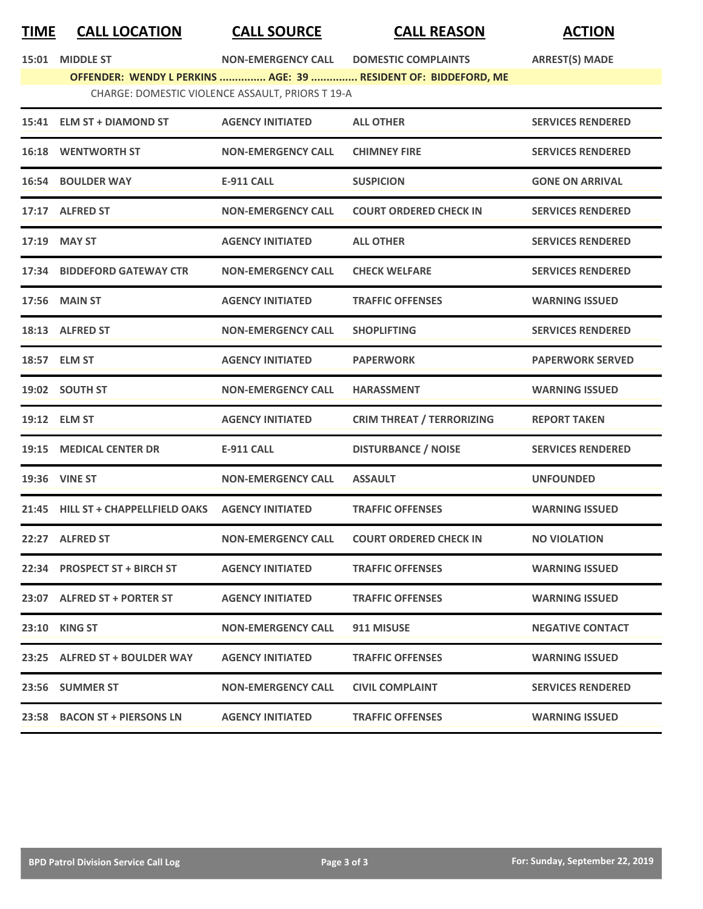| TIME | CALL LOCATION | CALL SOURCE | CALL REASON | ACTION |
|---|---|---|---|---|
| 15:01 | MIDDLE ST | NON-EMERGENCY CALL | DOMESTIC COMPLAINTS | ARREST(S) MADE |
| | OFFENDER: WENDY L PERKINS ............... AGE: 39 ............... RESIDENT OF: BIDDEFORD, ME | | | |
| | CHARGE: DOMESTIC VIOLENCE ASSAULT, PRIORS T 19-A | | | |
| 15:41 | ELM ST + DIAMOND ST | AGENCY INITIATED | ALL OTHER | SERVICES RENDERED |
| 16:18 | WENTWORTH ST | NON-EMERGENCY CALL | CHIMNEY FIRE | SERVICES RENDERED |
| 16:54 | BOULDER WAY | E-911 CALL | SUSPICION | GONE ON ARRIVAL |
| 17:17 | ALFRED ST | NON-EMERGENCY CALL | COURT ORDERED CHECK IN | SERVICES RENDERED |
| 17:19 | MAY ST | AGENCY INITIATED | ALL OTHER | SERVICES RENDERED |
| 17:34 | BIDDEFORD GATEWAY CTR | NON-EMERGENCY CALL | CHECK WELFARE | SERVICES RENDERED |
| 17:56 | MAIN ST | AGENCY INITIATED | TRAFFIC OFFENSES | WARNING ISSUED |
| 18:13 | ALFRED ST | NON-EMERGENCY CALL | SHOPLIFTING | SERVICES RENDERED |
| 18:57 | ELM ST | AGENCY INITIATED | PAPERWORK | PAPERWORK SERVED |
| 19:02 | SOUTH ST | NON-EMERGENCY CALL | HARASSMENT | WARNING ISSUED |
| 19:12 | ELM ST | AGENCY INITIATED | CRIM THREAT / TERRORIZING | REPORT TAKEN |
| 19:15 | MEDICAL CENTER DR | E-911 CALL | DISTURBANCE / NOISE | SERVICES RENDERED |
| 19:36 | VINE ST | NON-EMERGENCY CALL | ASSAULT | UNFOUNDED |
| 21:45 | HILL ST + CHAPPELLFIELD OAKS | AGENCY INITIATED | TRAFFIC OFFENSES | WARNING ISSUED |
| 22:27 | ALFRED ST | NON-EMERGENCY CALL | COURT ORDERED CHECK IN | NO VIOLATION |
| 22:34 | PROSPECT ST + BIRCH ST | AGENCY INITIATED | TRAFFIC OFFENSES | WARNING ISSUED |
| 23:07 | ALFRED ST + PORTER ST | AGENCY INITIATED | TRAFFIC OFFENSES | WARNING ISSUED |
| 23:10 | KING ST | NON-EMERGENCY CALL | 911 MISUSE | NEGATIVE CONTACT |
| 23:25 | ALFRED ST + BOULDER WAY | AGENCY INITIATED | TRAFFIC OFFENSES | WARNING ISSUED |
| 23:56 | SUMMER ST | NON-EMERGENCY CALL | CIVIL COMPLAINT | SERVICES RENDERED |
| 23:58 | BACON ST + PIERSONS LN | AGENCY INITIATED | TRAFFIC OFFENSES | WARNING ISSUED |